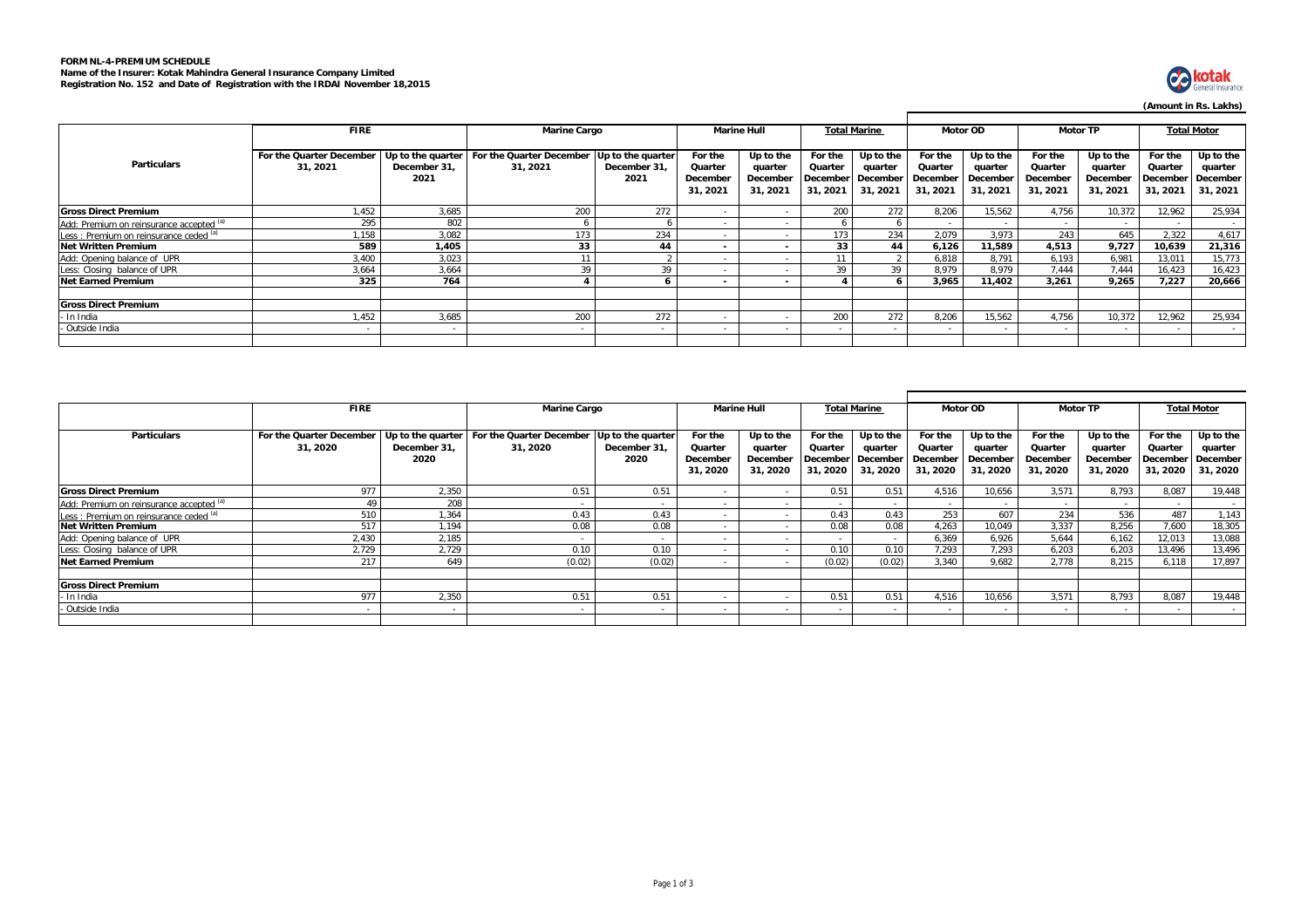**FORM NL-4-PREMIUM SCHEDULE**
**Name of the Insurer: Kotak Mahindra General Insurance Company Limited**
**Registration No. 152 and Date of Registration with the IRDAI November 18,2015**

**(Amount in Rs. Lakhs)**

| Particulars | FIRE | | Marine Cargo | | Marine Hull | | Total Marine | | Motor OD | | Motor TP | | Total Motor | |
|---|---|---|---|---|---|---|---|---|---|---|---|---|---|---|
| | For the Quarter December 31, 2021 | Up to the quarter December 31, 2021 | For the Quarter December 31, 2021 | Up to the quarter December 31, 2021 | For the Quarter December 31, 2021 | Up to the quarter December 31, 2021 | For the Quarter December 31, 2021 | Up to the quarter December 31, 2021 | For the Quarter December 31, 2021 | Up to the quarter December 31, 2021 | For the Quarter December 31, 2021 | Up to the quarter December 31, 2021 | For the Quarter December 31, 2021 | Up to the quarter December 31, 2021 |
| **Gross Direct Premium** | 1,452 | 3,685 | 200 | 272 | - | - | 200 | 272 | 8,206 | 15,562 | 4,756 | 10,372 | 12,962 | 25,934 |
| Add: Premium on reinsurance accepted [a] | 295 | 802 | 6 | 6 | - | - | 6 | 6 | - | - | - | - | - | - |
| Less : Premium on reinsurance ceded [a] | 1,158 | 3,082 | 173 | 234 | - | - | 173 | 234 | 2,079 | 3,973 | 243 | 645 | 2,322 | 4,617 |
| **Net Written Premium** | **589** | **1,405** | **33** | **44** | **-** | **-** | **33** | **44** | **6,126** | **11,589** | **4,513** | **9,727** | **10,639** | **21,316** |
| Add: Opening balance of UPR | 3,400 | 3,023 | 11 | 2 | - | - | 11 | 2 | 6,818 | 8,791 | 6,193 | 6,981 | 13,011 | 15,773 |
| Less: Closing balance of UPR | 3,664 | 3,664 | 39 | 39 | - | - | 39 | 39 | 8,979 | 8,979 | 7,444 | 7,444 | 16,423 | 16,423 |
| **Net Earned Premium** | **325** | **764** | **4** | **6** | **-** | **-** | **4** | **6** | **3,965** | **11,402** | **3,261** | **9,265** | **7,227** | **20,666** |
| | | | | | | | | | | | | | | |
| **Gross Direct Premium** | | | | | | | | | | | | | | |
| - In India | 1,452 | 3,685 | 200 | 272 | - | - | 200 | 272 | 8,206 | 15,562 | 4,756 | 10,372 | 12,962 | 25,934 |
| - Outside India | - | - | - | - | - | - | - | - | - | - | - | - | - | - |

| Particulars | FIRE | | Marine Cargo | | Marine Hull | | Total Marine | | Motor OD | | Motor TP | | Total Motor | |
|---|---|---|---|---|---|---|---|---|---|---|---|---|---|---|
| | For the Quarter December 31, 2020 | Up to the quarter December 31, 2020 | For the Quarter December 31, 2020 | Up to the quarter December 31, 2020 | For the Quarter December 31, 2020 | Up to the quarter December 31, 2020 | For the Quarter December 31, 2020 | Up to the quarter December 31, 2020 | For the Quarter December 31, 2020 | Up to the quarter December 31, 2020 | For the Quarter December 31, 2020 | Up to the quarter December 31, 2020 | For the Quarter December 31, 2020 | Up to the quarter December 31, 2020 |
| **Gross Direct Premium** | 977 | 2,350 | 0.51 | 0.51 | - | - | 0.51 | 0.51 | 4,516 | 10,656 | 3,571 | 8,793 | 8,087 | 19,448 |
| Add: Premium on reinsurance accepted [a] | 49 | 208 | - | - | - | - | - | - | - | - | - | - | - | - |
| Less : Premium on reinsurance ceded [a] | 510 | 1,364 | 0.43 | 0.43 | - | - | 0.43 | 0.43 | 253 | 607 | 234 | 536 | 487 | 1,143 |
| **Net Written Premium** | 517 | 1,194 | 0.08 | 0.08 | - | - | 0.08 | 0.08 | 4,263 | 10,049 | 3,337 | 8,256 | 7,600 | 18,305 |
| Add: Opening balance of UPR | 2,430 | 2,185 | - | - | - | - | - | - | 6,369 | 6,926 | 5,644 | 6,162 | 12,013 | 13,088 |
| Less: Closing balance of UPR | 2,729 | 2,729 | 0.10 | 0.10 | - | - | 0.10 | 0.10 | 7,293 | 7,293 | 6,203 | 6,203 | 13,496 | 13,496 |
| **Net Earned Premium** | 217 | 649 | (0.02) | (0.02) | - | - | (0.02) | (0.02) | 3,340 | 9,682 | 2,778 | 8,215 | 6,118 | 17,897 |
| | | | | | | | | | | | | | | |
| **Gross Direct Premium** | | | | | | | | | | | | | | |
| - In India | 977 | 2,350 | 0.51 | 0.51 | - | - | 0.51 | 0.51 | 4,516 | 10,656 | 3,571 | 8,793 | 8,087 | 19,448 |
| - Outside India | - | - | - | - | - | - | - | - | - | - | - | - | - | - |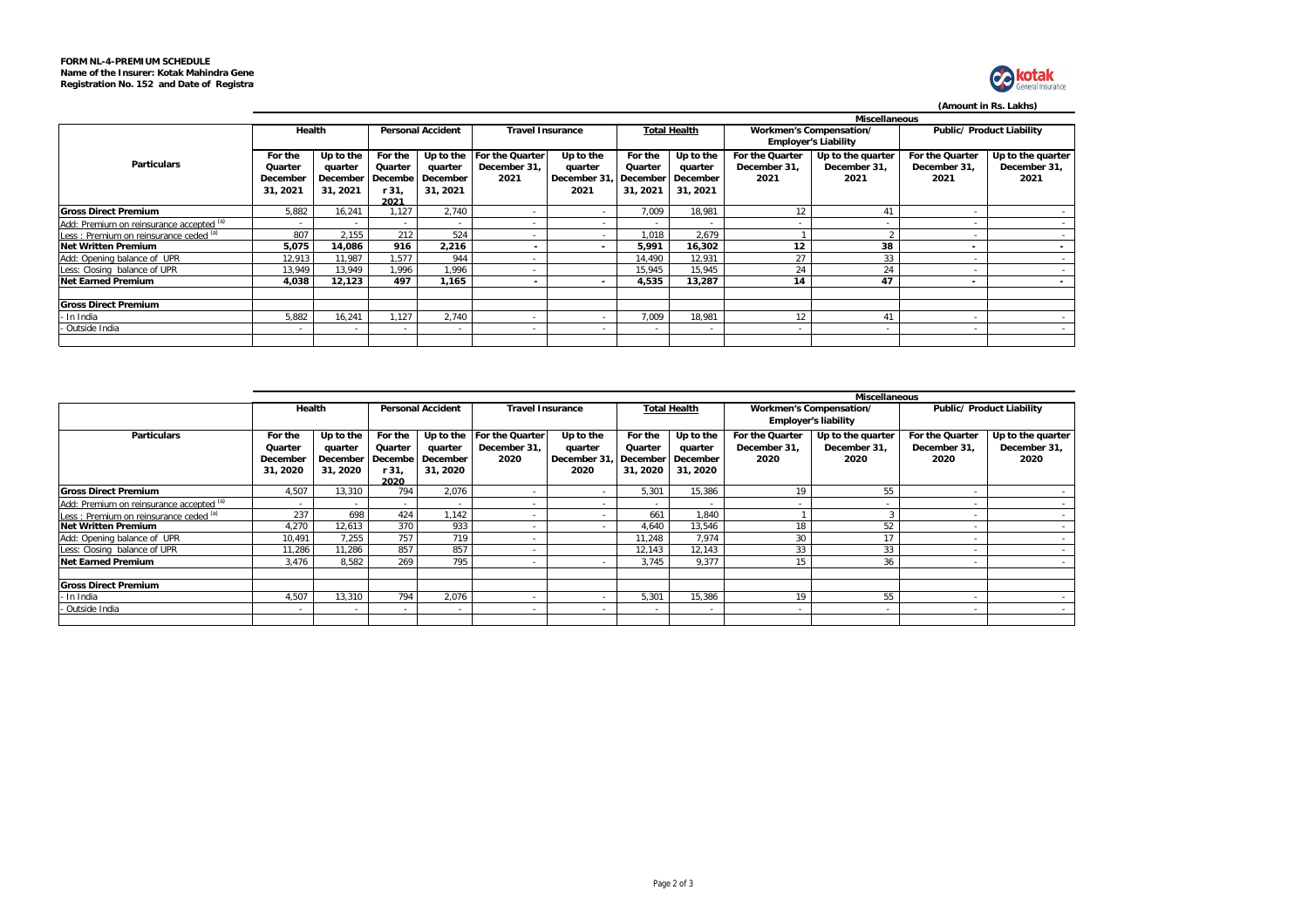**FORM NL-4-PREMIUM SCHEDULE**
**Name of the Insurer: Kotak Mahindra Gene**
**Registration No. 152 and Date of Registra**

(Amount in Rs. Lakhs)

| Particulars | Health | | Personal Accident | | Travel Insurance | | Total Health | | Miscellaneous: Workmen's Compensation/ Employer's Liability | | Miscellaneous: Public/ Product Liability | |
|---|---|---|---|---|---|---|---|---|---|---|---|---|
| | For the Quarter December 31, 2021 | Up to the quarter December 31, 2021 | For the Quarter December 31, 2021 | Up to the quarter December 31, 2021 | For the Quarter December 31, 2021 | Up to the quarter December 31, 2021 | For the Quarter December 31, 2021 | Up to the quarter December 31, 2021 | For the Quarter December 31, 2021 | Up to the quarter December 31, 2021 | For the Quarter December 31, 2021 | Up to the quarter December 31, 2021 |
| **Gross Direct Premium** | 5,882 | 16,241 | 1,127 | 2,740 | - | - | 7,009 | 18,981 | 12 | 41 | - | - |
| Add: Premium on reinsurance accepted [(a)] | - | - | - | - | - | - | - | - | - | - | - | - |
| Less : Premium on reinsurance ceded [(a)] | 807 | 2,155 | 212 | 524 | - | - | 1,018 | 2,679 | 1 | 2 | - | - |
| **Net Written Premium** | **5,075** | **14,086** | **916** | **2,216** | **-** | **-** | **5,991** | **16,302** | **12** | **38** | **-** | **-** |
| Add: Opening balance of UPR | 12,913 | 11,987 | 1,577 | 944 | - | | 14,490 | 12,931 | 27 | 33 | - | - |
| Less: Closing balance of UPR | 13,949 | 13,949 | 1,996 | 1,996 | - | | 15,945 | 15,945 | 24 | 24 | - | - |
| **Net Earned Premium** | **4,038** | **12,123** | **497** | **1,165** | **-** | **-** | **4,535** | **13,287** | **14** | **47** | **-** | **-** |
| | | | | | | | | | | | | |
| **Gross Direct Premium** | | | | | | | | | | | | |
| - In India | 5,882 | 16,241 | 1,127 | 2,740 | - | - | 7,009 | 18,981 | 12 | 41 | - | - |
| - Outside India | - | - | - | - | - | - | - | - | - | - | - | - |

| Particulars | Health | | Personal Accident | | Travel Insurance | | Total Health | | Miscellaneous: Workmen's Compensation/ Employer's liability | | Miscellaneous: Public/ Product Liability | |
|---|---|---|---|---|---|---|---|---|---|---|---|---|
| | For the Quarter December 31, 2020 | Up to the quarter December 31, 2020 | For the Quarter December 31, 2020 | Up to the quarter December 31, 2020 | For the Quarter December 31, 2020 | Up to the quarter December 31, 2020 | For the Quarter December 31, 2020 | Up to the quarter December 31, 2020 | For the Quarter December 31, 2020 | Up to the quarter December 31, 2020 | For the Quarter December 31, 2020 | Up to the quarter December 31, 2020 |
| **Gross Direct Premium** | 4,507 | 13,310 | 794 | 2,076 | - | - | 5,301 | 15,386 | 19 | 55 | - | - |
| Add: Premium on reinsurance accepted [(a)] | - | - | - | - | - | - | - | - | - | - | - | - |
| Less : Premium on reinsurance ceded [(a)] | 237 | 698 | 424 | 1,142 | - | - | 661 | 1,840 | 1 | 3 | - | - |
| **Net Written Premium** | 4,270 | 12,613 | 370 | 933 | - | - | 4,640 | 13,546 | 18 | 52 | - | - |
| Add: Opening balance of UPR | 10,491 | 7,255 | 757 | 719 | - | | 11,248 | 7,974 | 30 | 17 | - | - |
| Less: Closing balance of UPR | 11,286 | 11,286 | 857 | 857 | - | | 12,143 | 12,143 | 33 | 33 | - | - |
| **Net Earned Premium** | 3,476 | 8,582 | 269 | 795 | - | - | 3,745 | 9,377 | 15 | 36 | - | - |
| | | | | | | | | | | | | |
| **Gross Direct Premium** | | | | | | | | | | | | |
| - In India | 4,507 | 13,310 | 794 | 2,076 | - | - | 5,301 | 15,386 | 19 | 55 | - | - |
| - Outside India | - | - | - | - | - | - | - | - | - | - | - | - |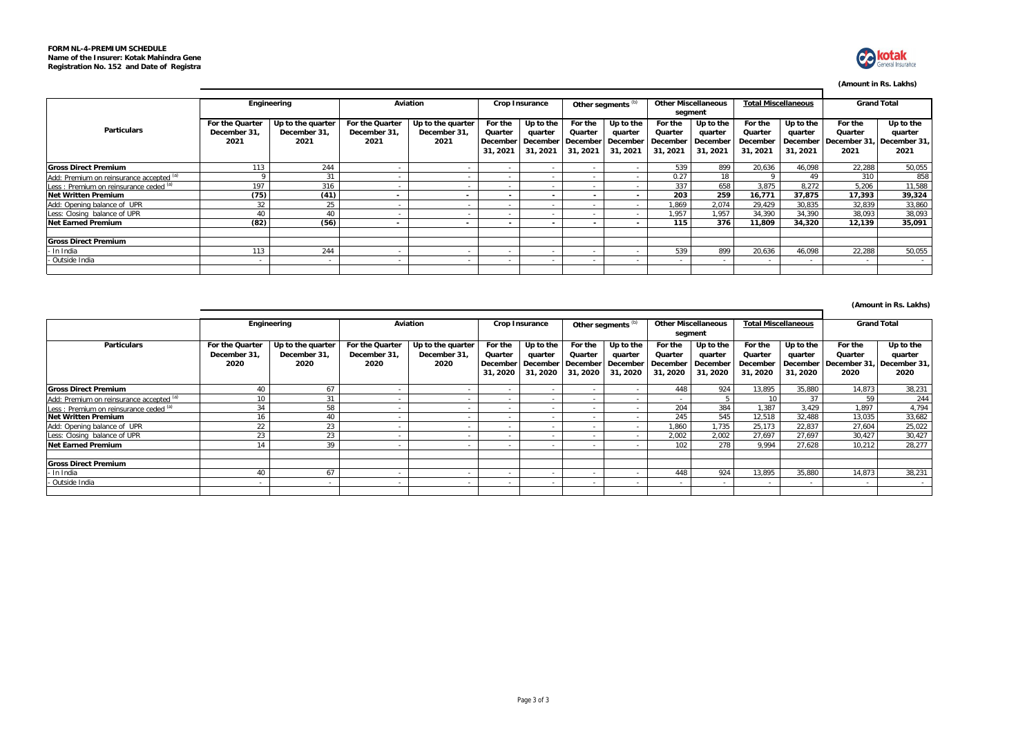**FORM NL-4-PREMIUM SCHEDULE**
**Name of the Insurer: Kotak Mahindra Gene**
**Registration No. 152 and Date of Registra**

**(Amount in Rs. Lakhs)**

| Particulars | Engineering | | Aviation | | Crop Insurance | | Other segments [b] | | Other Miscellaneous segment | | Total Miscellaneous | | Grand Total | |
|---|---|---|---|---|---|---|---|---|---|---|---|---|---|---|
| | For the Quarter December 31, 2021 | Up to the quarter December 31, 2021 | For the Quarter December 31, 2021 | Up to the quarter December 31, 2021 | For the Quarter December 31, 2021 | Up to the quarter December 31, 2021 | For the Quarter December 31, 2021 | Up to the quarter December 31, 2021 | For the Quarter December 31, 2021 | Up to the quarter December 31, 2021 | For the Quarter December 31, 2021 | Up to the quarter December 31, 2021 | For the Quarter December 31, 2021 | Up to the quarter December 31, 2021 |
| **Gross Direct Premium** | 113 | 244 | - | - | - | - | - | - | 539 | 899 | 20,636 | 46,098 | 22,288 | 50,055 |
| Add: Premium on reinsurance accepted [a] | 9 | 31 | - | - | - | - | - | - | 0.27 | 18 | 9 | 49 | 310 | 858 |
| Less : Premium on reinsurance ceded [a] | 197 | 316 | - | - | - | - | - | - | 337 | 658 | 3,875 | 8,272 | 5,206 | 11,588 |
| **Net Written Premium** | **(75)** | **(41)** | **-** | **-** | **-** | **-** | **-** | **-** | **203** | **259** | **16,771** | **37,875** | **17,393** | **39,324** |
| Add: Opening balance of UPR | 32 | 25 | - | - | - | - | - | - | 1,869 | 2,074 | 29,429 | 30,835 | 32,839 | 33,860 |
| Less: Closing balance of UPR | 40 | 40 | - | - | - | - | - | - | 1,957 | 1,957 | 34,390 | 34,390 | 38,093 | 38,093 |
| **Net Earned Premium** | **(82)** | **(56)** | **-** | **-** | **-** | **-** | **-** | **-** | **115** | **376** | **11,809** | **34,320** | **12,139** | **35,091** |
| | | | | | | | | | | | | | | |
| **Gross Direct Premium** | | | | | | | | | | | | | | |
| - In India | 113 | 244 | - | - | - | - | - | - | 539 | 899 | 20,636 | 46,098 | 22,288 | 50,055 |
| - Outside India | - | - | - | - | - | - | - | - | - | - | - | - | - | - |

**(Amount in Rs. Lakhs)**

| Particulars | Engineering | | Aviation | | Crop Insurance | | Other segments [b] | | Other Miscellaneous segment | | Total Miscellaneous | | Grand Total | |
|---|---|---|---|---|---|---|---|---|---|---|---|---|---|---|
| | For the Quarter December 31, 2020 | Up to the quarter December 31, 2020 | For the Quarter December 31, 2020 | Up to the quarter December 31, 2020 | For the Quarter December 31, 2020 | Up to the quarter December 31, 2020 | For the Quarter December 31, 2020 | Up to the quarter December 31, 2020 | For the Quarter December 31, 2020 | Up to the quarter December 31, 2020 | For the Quarter December 31, 2020 | Up to the quarter December 31, 2020 | For the Quarter December 31, 2020 | Up to the quarter December 31, 2020 |
| **Gross Direct Premium** | 40 | 67 | - | - | - | - | - | - | 448 | 924 | 13,895 | 35,880 | 14,873 | 38,231 |
| Add: Premium on reinsurance accepted [a] | 10 | 31 | - | - | - | - | - | - | - | 5 | 10 | 37 | 59 | 244 |
| Less : Premium on reinsurance ceded [a] | 34 | 58 | - | - | - | - | - | - | 204 | 384 | 1,387 | 3,429 | 1,897 | 4,794 |
| **Net Written Premium** | 16 | 40 | - | - | - | - | - | - | 245 | 545 | 12,518 | 32,488 | 13,035 | 33,682 |
| Add: Opening balance of UPR | 22 | 23 | - | - | - | - | - | - | 1,860 | 1,735 | 25,173 | 22,837 | 27,604 | 25,022 |
| Less: Closing balance of UPR | 23 | 23 | - | - | - | - | - | - | 2,002 | 2,002 | 27,697 | 27,697 | 30,427 | 30,427 |
| **Net Earned Premium** | 14 | 39 | - | - | - | - | - | - | 102 | 278 | 9,994 | 27,628 | 10,212 | 28,277 |
| | | | | | | | | | | | | | | |
| **Gross Direct Premium** | | | | | | | | | | | | | | |
| - In India | 40 | 67 | - | - | - | - | - | - | 448 | 924 | 13,895 | 35,880 | 14,873 | 38,231 |
| - Outside India | - | - | - | - | - | - | - | - | - | - | - | - | - | - |